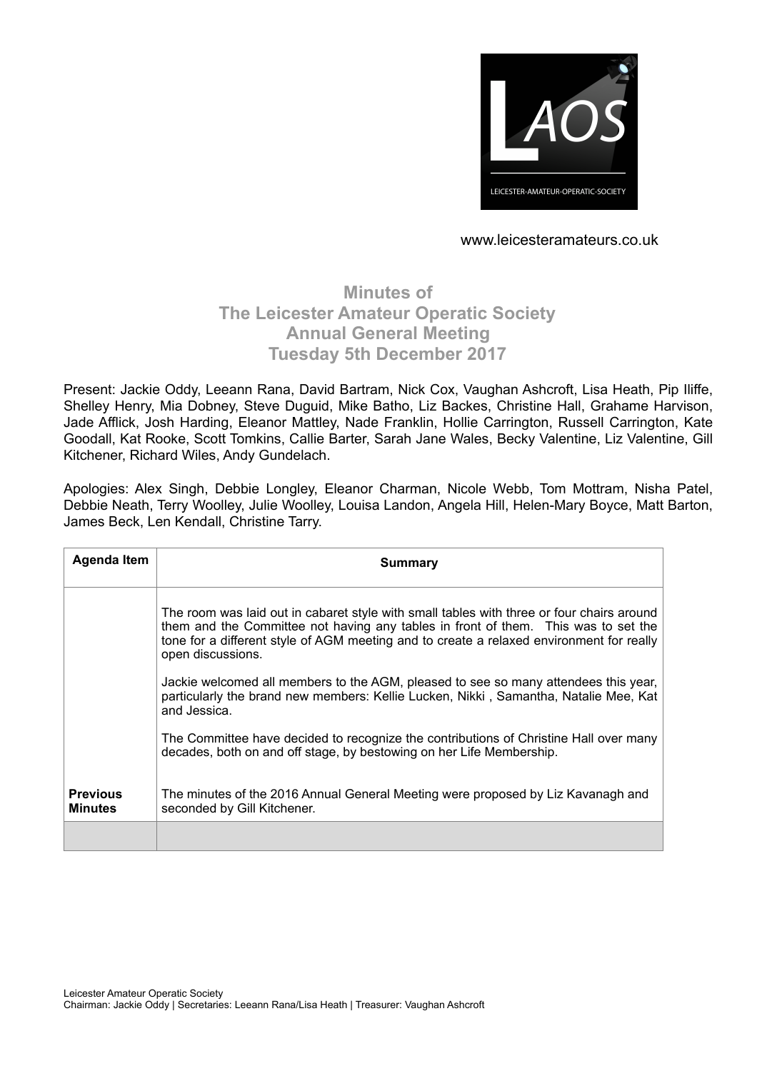www.leicesteramateurs.co.uk

# Minutes of
# The Leicester Amateur Operatic Society
# Annual General Meeting
# Tuesday 5th December 2017

Present: Jackie Oddy, Leeann Rana, David Bartram, Nick Cox, Vaughan Ashcroft, Lisa Heath, Pip Iliffe, Shelley Henry, Mia Dobney, Steve Duguid, Mike Batho, Liz Backes, Christine Hall, Grahame Harvison, Jade Afflick, Josh Harding, Eleanor Mattley, Nade Franklin, Hollie Carrington, Russell Carrington, Kate Goodall, Kat Rooke, Scott Tomkins, Callie Barter, Sarah Jane Wales, Becky Valentine, Liz Valentine, Gill Kitchener, Richard Wiles, Andy Gundelach.

Apologies: Alex Singh, Debbie Longley, Eleanor Charman, Nicole Webb, Tom Mottram, Nisha Patel, Debbie Neath, Terry Woolley, Julie Woolley, Louisa Landon, Angela Hill, Helen-Mary Boyce, Matt Barton, James Beck, Len Kendall, Christine Tarry.

| Agenda Item | Summary |
|---|---|
| | The room was laid out in cabaret style with small tables with three or four chairs around them and the Committee not having any tables in front of them. This was to set the tone for a different style of AGM meeting and to create a relaxed environment for really open discussions.<br><br>Jackie welcomed all members to the AGM, pleased to see so many attendees this year, particularly the brand new members: Kellie Lucken, Nikki , Samantha, Natalie Mee, Kat and Jessica.<br><br>The Committee have decided to recognize the contributions of Christine Hall over many decades, both on and off stage, by bestowing on her Life Membership. |
| **Previous Minutes** | The minutes of the 2016 Annual General Meeting were proposed by Liz Kavanagh and seconded by Gill Kitchener. |
| | |

Leicester Amateur Operatic Society
Chairman: Jackie Oddy | Secretaries: Leeann Rana/Lisa Heath | Treasurer: Vaughan Ashcroft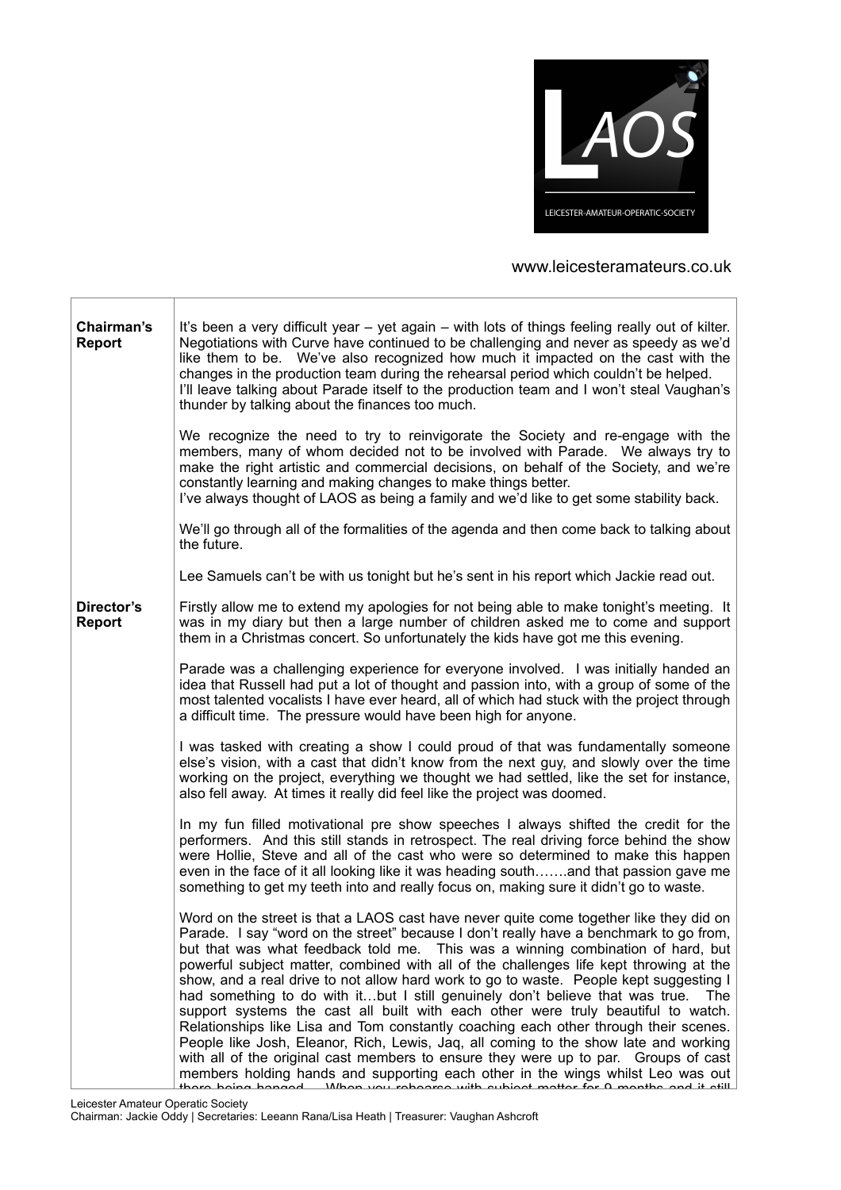www.leicesteramateurs.co.uk

| | |
|---|---|
| **Chairman's Report** | It's been a very difficult year – yet again – with lots of things feeling really out of kilter. Negotiations with Curve have continued to be challenging and never as speedy as we'd like them to be. We've also recognized how much it impacted on the cast with the changes in the production team during the rehearsal period which couldn't be helped. I'll leave talking about Parade itself to the production team and I won't steal Vaughan's thunder by talking about the finances too much.<br><br>We recognize the need to try to reinvigorate the Society and re-engage with the members, many of whom decided not to be involved with Parade. We always try to make the right artistic and commercial decisions, on behalf of the Society, and we're constantly learning and making changes to make things better. I've always thought of LAOS as being a family and we'd like to get some stability back.<br><br>We'll go through all of the formalities of the agenda and then come back to talking about the future.<br><br>Lee Samuels can't be with us tonight but he's sent in his report which Jackie read out. |
| **Director's Report** | Firstly allow me to extend my apologies for not being able to make tonight's meeting. It was in my diary but then a large number of children asked me to come and support them in a Christmas concert. So unfortunately the kids have got me this evening.<br><br>Parade was a challenging experience for everyone involved. I was initially handed an idea that Russell had put a lot of thought and passion into, with a group of some of the most talented vocalists I have ever heard, all of which had stuck with the project through a difficult time. The pressure would have been high for anyone.<br><br>I was tasked with creating a show I could proud of that was fundamentally someone else's vision, with a cast that didn't know from the next guy, and slowly over the time working on the project, everything we thought we had settled, like the set for instance, also fell away. At times it really did feel like the project was doomed.<br><br>In my fun filled motivational pre show speeches I always shifted the credit for the performers. And this still stands in retrospect. The real driving force behind the show were Hollie, Steve and all of the cast who were so determined to make this happen even in the face of it all looking like it was heading south…….and that passion gave me something to get my teeth into and really focus on, making sure it didn't go to waste.<br><br>Word on the street is that a LAOS cast have never quite come together like they did on Parade. I say "word on the street" because I don't really have a benchmark to go from, but that was what feedback told me. This was a winning combination of hard, but powerful subject matter, combined with all of the challenges life kept throwing at the show, and a real drive to not allow hard work to go to waste. People kept suggesting I had something to do with it…but I still genuinely don't believe that was true. The support systems the cast all built with each other were truly beautiful to watch. Relationships like Lisa and Tom constantly coaching each other through their scenes. People like Josh, Eleanor, Rich, Lewis, Jaq, all coming to the show late and working with all of the original cast members to ensure they were up to par. Groups of cast members holding hands and supporting each other in the wings whilst Leo was out there being hanged. When you rehearse with subject matter for 9 months and it still |

Leicester Amateur Operatic Society
Chairman: Jackie Oddy | Secretaries: Leeann Rana/Lisa Heath | Treasurer: Vaughan Ashcroft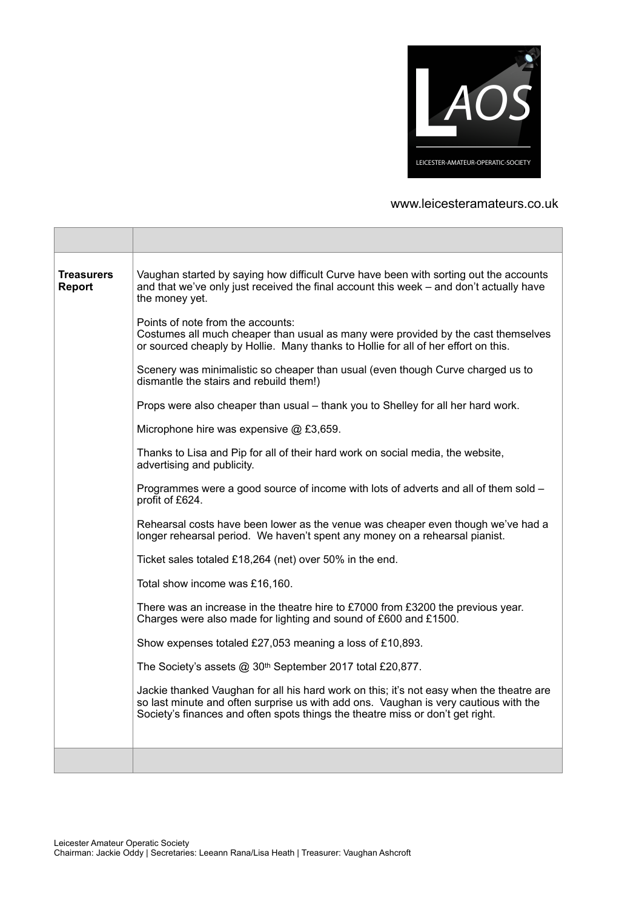LAOS

LEICESTER-AMATEUR-OPERATIC-SOCIETY

www.leicesteramateurs.co.uk

| | |
|---|---|
| **Treasurers Report** | Vaughan started by saying how difficult Curve have been with sorting out the accounts and that we've only just received the final account this week – and don't actually have the money yet.<br><br>Points of note from the accounts:<br>Costumes all much cheaper than usual as many were provided by the cast themselves or sourced cheaply by Hollie. Many thanks to Hollie for all of her effort on this.<br><br>Scenery was minimalistic so cheaper than usual (even though Curve charged us to dismantle the stairs and rebuild them!)<br><br>Props were also cheaper than usual – thank you to Shelley for all her hard work.<br><br>Microphone hire was expensive @ £3,659.<br><br>Thanks to Lisa and Pip for all of their hard work on social media, the website, advertising and publicity.<br><br>Programmes were a good source of income with lots of adverts and all of them sold – profit of £624.<br><br>Rehearsal costs have been lower as the venue was cheaper even though we've had a longer rehearsal period. We haven't spent any money on a rehearsal pianist.<br><br>Ticket sales totaled £18,264 (net) over 50% in the end.<br><br>Total show income was £16,160.<br><br>There was an increase in the theatre hire to £7000 from £3200 the previous year. Charges were also made for lighting and sound of £600 and £1500.<br><br>Show expenses totaled £27,053 meaning a loss of £10,893.<br><br>The Society's assets @ 30th September 2017 total £20,877.<br><br>Jackie thanked Vaughan for all his hard work on this; it's not easy when the theatre are so last minute and often surprise us with add ons. Vaughan is very cautious with the Society's finances and often spots things the theatre miss or don't get right. |
| | |

Leicester Amateur Operatic Society
Chairman: Jackie Oddy | Secretaries: Leeann Rana/Lisa Heath | Treasurer: Vaughan Ashcroft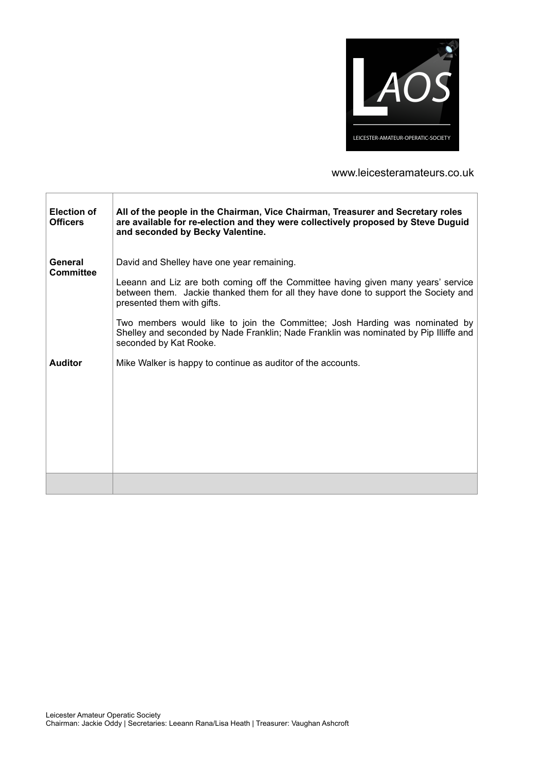www.leicesteramateurs.co.uk

| | |
|---|---|
| **Election of Officers** | **All of the people in the Chairman, Vice Chairman, Treasurer and Secretary roles are available for re-election and they were collectively proposed by Steve Duguid and seconded by Becky Valentine.** |
| **General Committee** | David and Shelley have one year remaining.<br><br>Leeann and Liz are both coming off the Committee having given many years' service between them. Jackie thanked them for all they have done to support the Society and presented them with gifts.<br><br>Two members would like to join the Committee; Josh Harding was nominated by Shelley and seconded by Nade Franklin; Nade Franklin was nominated by Pip Illiffe and seconded by Kat Rooke. |
| **Auditor** | Mike Walker is happy to continue as auditor of the accounts. |
| | |

Leicester Amateur Operatic Society
Chairman: Jackie Oddy | Secretaries: Leeann Rana/Lisa Heath | Treasurer: Vaughan Ashcroft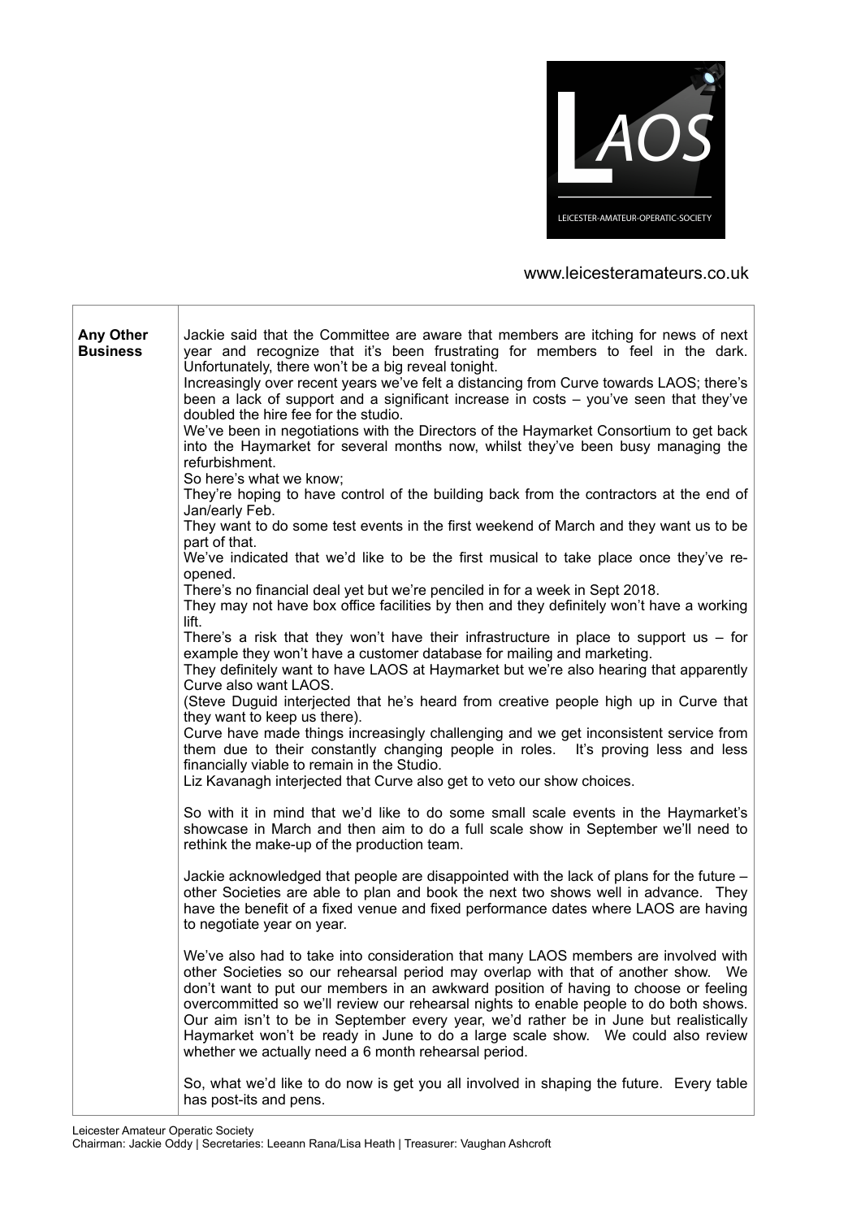| | |
|---|---|
| **Any Other Business** | Jackie said that the Committee are aware that members are itching for news of next year and recognize that it's been frustrating for members to feel in the dark. Unfortunately, there won't be a big reveal tonight.<br>Increasingly over recent years we've felt a distancing from Curve towards LAOS; there's been a lack of support and a significant increase in costs – you've seen that they've doubled the hire fee for the studio.<br>We've been in negotiations with the Directors of the Haymarket Consortium to get back into the Haymarket for several months now, whilst they've been busy managing the refurbishment.<br>So here's what we know;<br>They're hoping to have control of the building back from the contractors at the end of Jan/early Feb.<br>They want to do some test events in the first weekend of March and they want us to be part of that.<br>We've indicated that we'd like to be the first musical to take place once they've re-opened.<br>There's no financial deal yet but we're penciled in for a week in Sept 2018.<br>They may not have box office facilities by then and they definitely won't have a working lift.<br>There's a risk that they won't have their infrastructure in place to support us – for example they won't have a customer database for mailing and marketing.<br>They definitely want to have LAOS at Haymarket but we're also hearing that apparently Curve also want LAOS.<br>(Steve Duguid interjected that he's heard from creative people high up in Curve that they want to keep us there).<br>Curve have made things increasingly challenging and we get inconsistent service from them due to their constantly changing people in roles. It's proving less and less financially viable to remain in the Studio.<br>Liz Kavanagh interjected that Curve also get to veto our show choices.<br><br>So with it in mind that we'd like to do some small scale events in the Haymarket's showcase in March and then aim to do a full scale show in September we'll need to rethink the make-up of the production team.<br><br>Jackie acknowledged that people are disappointed with the lack of plans for the future – other Societies are able to plan and book the next two shows well in advance. They have the benefit of a fixed venue and fixed performance dates where LAOS are having to negotiate year on year.<br><br>We've also had to take into consideration that many LAOS members are involved with other Societies so our rehearsal period may overlap with that of another show. We don't want to put our members in an awkward position of having to choose or feeling overcommitted so we'll review our rehearsal nights to enable people to do both shows. Our aim isn't to be in September every year, we'd rather be in June but realistically Haymarket won't be ready in June to do a large scale show. We could also review whether we actually need a 6 month rehearsal period.<br><br>So, what we'd like to do now is get you all involved in shaping the future. Every table has post-its and pens. |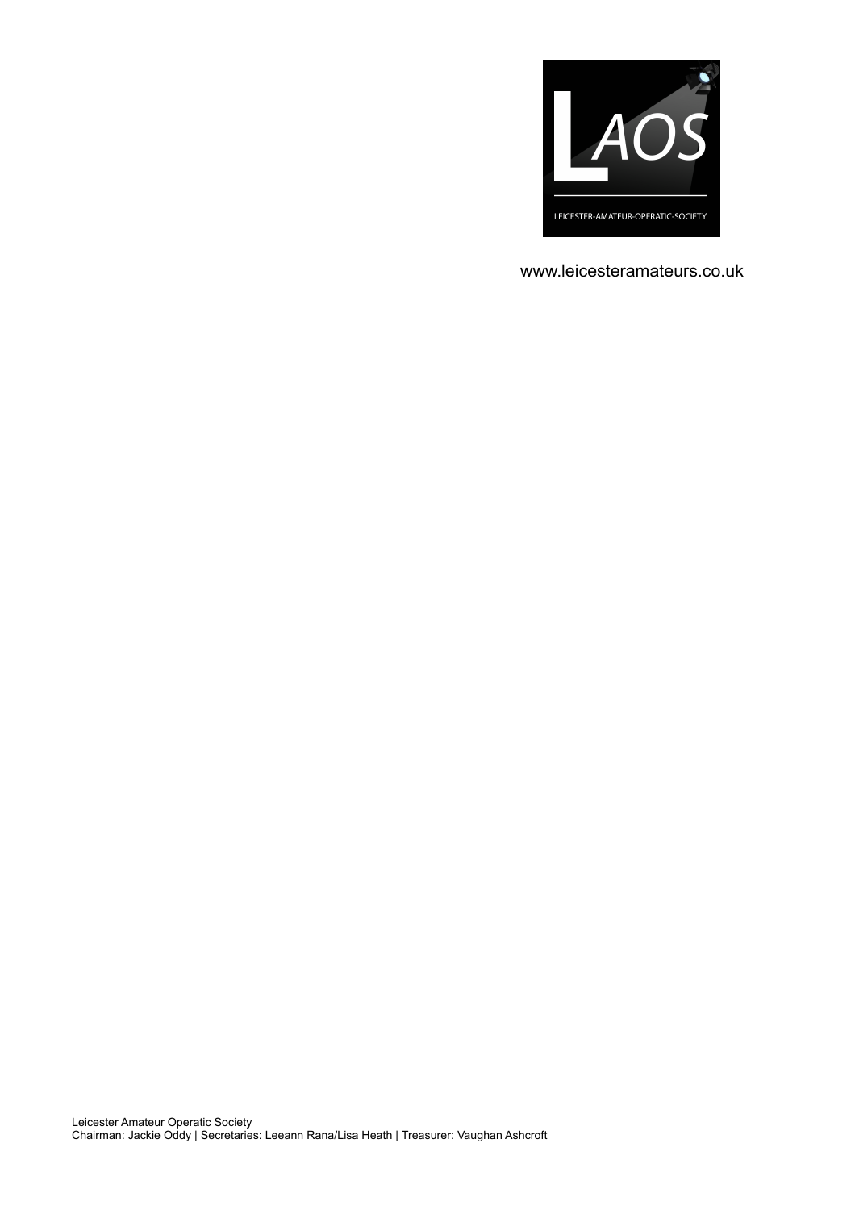LAOS

LEICESTER-AMATEUR-OPERATIC-SOCIETY

www.leicesteramateurs.co.uk

Leicester Amateur Operatic Society
Chairman: Jackie Oddy | Secretaries: Leeann Rana/Lisa Heath | Treasurer: Vaughan Ashcroft